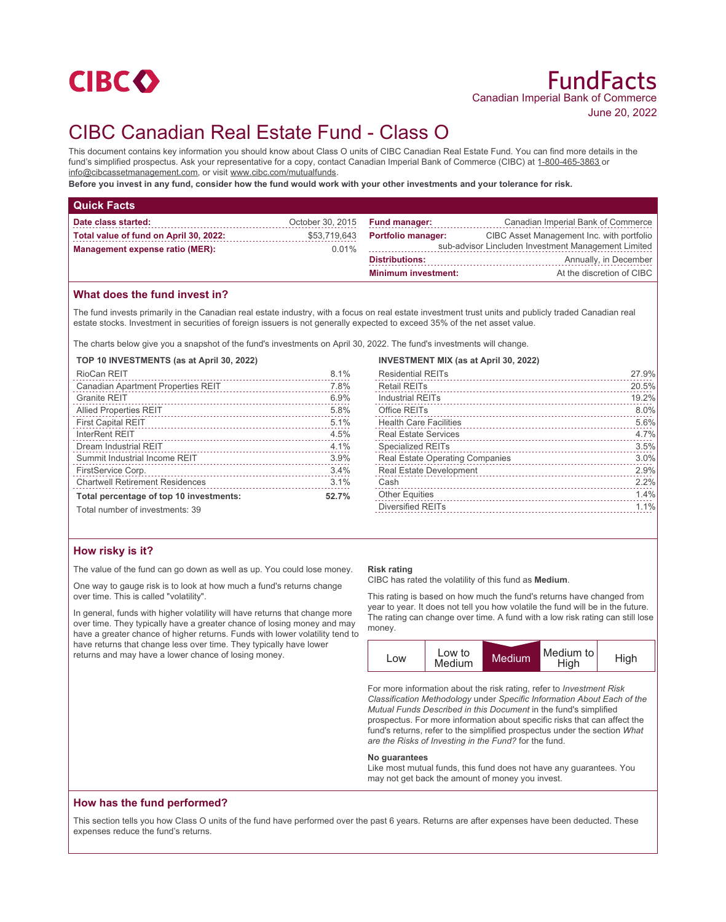CIBC

# FundFacts

Canadian Imperial Bank of Commerce

June 20, 2022

# CIBC Canadian Real Estate Fund - Class O

This document contains key information you should know about Class O units of CIBC Canadian Real Estate Fund. You can find more details in the fund's simplified prospectus. Ask your representative for a copy, contact Canadian Imperial Bank of Commerce (CIBC) at 1-800-465-3863 or info@cibcassetmanagement.com, or visit www.cibc.com/mutualfunds.

**Before you invest in any fund, consider how the fund would work with your other investments and your tolerance for risk.**

## Quick Facts

| | |
|---|---|
| **Date class started:** | October 30, 2015 |
| **Total value of fund on April 30, 2022:** | $53,719,643 |
| **Management expense ratio (MER):** | 0.01% |
| **Fund manager:** | Canadian Imperial Bank of Commerce |
| **Portfolio manager:** | CIBC Asset Management Inc. with portfolio sub-advisor Lincluden Investment Management Limited |
| **Distributions:** | Annually, in December |
| **Minimum investment:** | At the discretion of CIBC |

## What does the fund invest in?

The fund invests primarily in the Canadian real estate industry, with a focus on real estate investment trust units and publicly traded Canadian real estate stocks. Investment in securities of foreign issuers is not generally expected to exceed 35% of the net asset value.

The charts below give you a snapshot of the fund's investments on April 30, 2022. The fund's investments will change.

**TOP 10 INVESTMENTS (as at April 30, 2022)**

| Investment | % |
|---|---|
| RioCan REIT | 8.1% |
| Canadian Apartment Properties REIT | 7.8% |
| Granite REIT | 6.9% |
| Allied Properties REIT | 5.8% |
| First Capital REIT | 5.1% |
| InterRent REIT | 4.5% |
| Dream Industrial REIT | 4.1% |
| Summit Industrial Income REIT | 3.9% |
| FirstService Corp. | 3.4% |
| Chartwell Retirement Residences | 3.1% |
| **Total percentage of top 10 investments:** | **52.7%** |

Total number of investments: 39

**INVESTMENT MIX (as at April 30, 2022)**

| Sector | % |
|---|---|
| Residential REITs | 27.9% |
| Retail REITs | 20.5% |
| Industrial REITs | 19.2% |
| Office REITs | 8.0% |
| Health Care Facilities | 5.6% |
| Real Estate Services | 4.7% |
| Specialized REITs | 3.5% |
| Real Estate Operating Companies | 3.0% |
| Real Estate Development | 2.9% |
| Cash | 2.2% |
| Other Equities | 1.4% |
| Diversified REITs | 1.1% |

## How risky is it?

The value of the fund can go down as well as up. You could lose money.

One way to gauge risk is to look at how much a fund's returns change over time. This is called "volatility".

In general, funds with higher volatility will have returns that change more over time. They typically have a greater chance of losing money and may have a greater chance of higher returns. Funds with lower volatility tend to have returns that change less over time. They typically have lower returns and may have a lower chance of losing money.

**Risk rating**

CIBC has rated the volatility of this fund as **Medium**.

This rating is based on how much the fund's returns have changed from year to year. It does not tell you how volatile the fund will be in the future. The rating can change over time. A fund with a low risk rating can still lose money.

| Low | Low to Medium | **Medium** | Medium to High | High |
|---|---|---|---|---|

For more information about the risk rating, refer to *Investment Risk Classification Methodology* under *Specific Information About Each of the Mutual Funds Described in this Document* in the fund's simplified prospectus. For more information about specific risks that can affect the fund's returns, refer to the simplified prospectus under the section *What are the Risks of Investing in the Fund?* for the fund.

**No guarantees**

Like most mutual funds, this fund does not have any guarantees. You may not get back the amount of money you invest.

## How has the fund performed?

This section tells you how Class O units of the fund have performed over the past 6 years. Returns are after expenses have been deducted. These expenses reduce the fund's returns.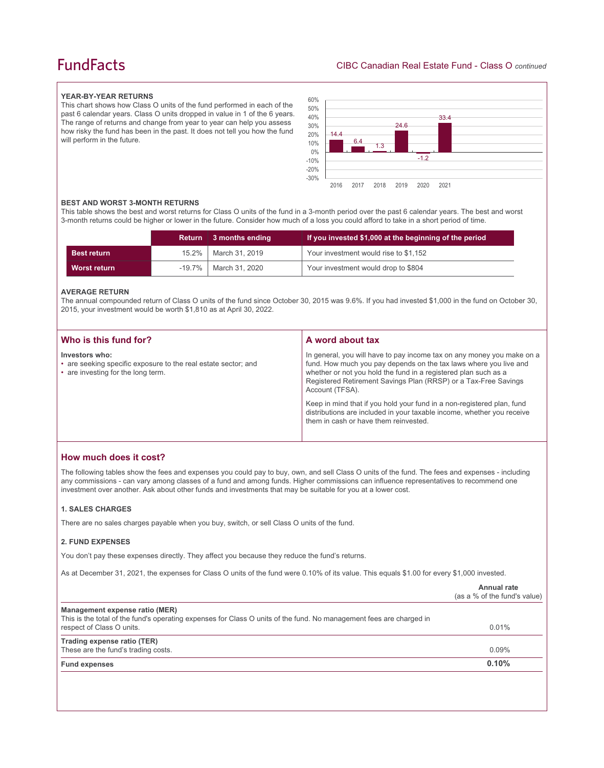### YEAR-BY-YEAR RETURNS

This chart shows how Class O units of the fund performed in each of the past 6 calendar years. Class O units dropped in value in 1 of the 6 years. The range of returns and change from year to year can help you assess how risky the fund has been in the past. It does not tell you how the fund will perform in the future.

| Year | Return (%) |
|---|---|
| 2016 | 14.4 |
| 2017 | 6.4 |
| 2018 | 1.3 |
| 2019 | 24.6 |
| 2020 | -1.2 |
| 2021 | 33.4 |

### BEST AND WORST 3-MONTH RETURNS

This table shows the best and worst returns for Class O units of the fund in a 3-month period over the past 6 calendar years. The best and worst 3-month returns could be higher or lower in the future. Consider how much of a loss you could afford to take in a short period of time.

| | Return | 3 months ending | If you invested $1,000 at the beginning of the period |
|---|---|---|---|
| **Best return** | 15.2% | March 31, 2019 | Your investment would rise to $1,152 |
| **Worst return** | -19.7% | March 31, 2020 | Your investment would drop to $804 |

### AVERAGE RETURN

The annual compounded return of Class O units of the fund since October 30, 2015 was 9.6%. If you had invested $1,000 in the fund on October 30, 2015, your investment would be worth $1,810 as at April 30, 2022.

## Who is this fund for?

**Investors who:**

- are seeking specific exposure to the real estate sector; and
- are investing for the long term.

## A word about tax

In general, you will have to pay income tax on any money you make on a fund. How much you pay depends on the tax laws where you live and whether or not you hold the fund in a registered plan such as a Registered Retirement Savings Plan (RRSP) or a Tax-Free Savings Account (TFSA).

Keep in mind that if you hold your fund in a non-registered plan, fund distributions are included in your taxable income, whether you receive them in cash or have them reinvested.

## How much does it cost?

The following tables show the fees and expenses you could pay to buy, own, and sell Class O units of the fund. The fees and expenses - including any commissions - can vary among classes of a fund and among funds. Higher commissions can influence representatives to recommend one investment over another. Ask about other funds and investments that may be suitable for you at a lower cost.

### 1. SALES CHARGES

There are no sales charges payable when you buy, switch, or sell Class O units of the fund.

### 2. FUND EXPENSES

You don't pay these expenses directly. They affect you because they reduce the fund's returns.

As at December 31, 2021, the expenses for Class O units of the fund were 0.10% of its value. This equals $1.00 for every $1,000 invested.

| | Annual rate (as a % of the fund's value) |
|---|---|
| **Management expense ratio (MER)**<br>This is the total of the fund's operating expenses for Class O units of the fund. No management fees are charged in respect of Class O units. | 0.01% |
| **Trading expense ratio (TER)**<br>These are the fund's trading costs. | 0.09% |
| **Fund expenses** | **0.10%** |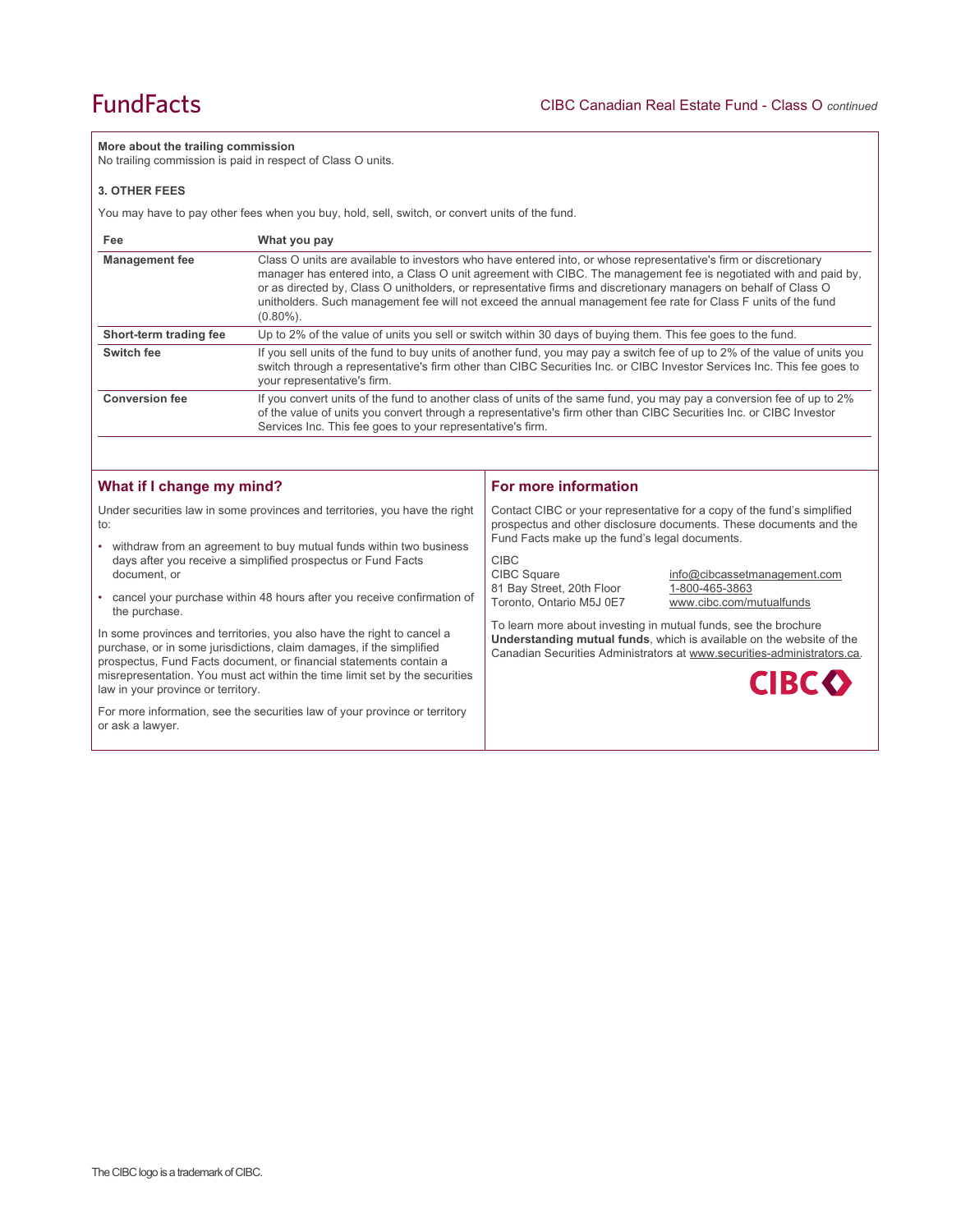**More about the trailing commission**
No trailing commission is paid in respect of Class O units.

**3. OTHER FEES**

You may have to pay other fees when you buy, hold, sell, switch, or convert units of the fund.

| Fee | What you pay |
|---|---|
| **Management fee** | Class O units are available to investors who have entered into, or whose representative's firm or discretionary manager has entered into, a Class O unit agreement with CIBC. The management fee is negotiated with and paid by, or as directed by, Class O unitholders, or representative firms and discretionary managers on behalf of Class O unitholders. Such management fee will not exceed the annual management fee rate for Class F units of the fund (0.80%). |
| **Short-term trading fee** | Up to 2% of the value of units you sell or switch within 30 days of buying them. This fee goes to the fund. |
| **Switch fee** | If you sell units of the fund to buy units of another fund, you may pay a switch fee of up to 2% of the value of units you switch through a representative's firm other than CIBC Securities Inc. or CIBC Investor Services Inc. This fee goes to your representative's firm. |
| **Conversion fee** | If you convert units of the fund to another class of units of the same fund, you may pay a conversion fee of up to 2% of the value of units you convert through a representative's firm other than CIBC Securities Inc. or CIBC Investor Services Inc. This fee goes to your representative's firm. |

## What if I change my mind?

Under securities law in some provinces and territories, you have the right to:

- withdraw from an agreement to buy mutual funds within two business days after you receive a simplified prospectus or Fund Facts document, or
- cancel your purchase within 48 hours after you receive confirmation of the purchase.

In some provinces and territories, you also have the right to cancel a purchase, or in some jurisdictions, claim damages, if the simplified prospectus, Fund Facts document, or financial statements contain a misrepresentation. You must act within the time limit set by the securities law in your province or territory.

For more information, see the securities law of your province or territory or ask a lawyer.

## For more information

Contact CIBC or your representative for a copy of the fund's simplified prospectus and other disclosure documents. These documents and the Fund Facts make up the fund's legal documents.

CIBC
CIBC Square
81 Bay Street, 20th Floor
Toronto, Ontario M5J 0E7

info@cibcassetmanagement.com
1-800-465-3863
www.cibc.com/mutualfunds

To learn more about investing in mutual funds, see the brochure **Understanding mutual funds**, which is available on the website of the Canadian Securities Administrators at www.securities-administrators.ca.

The CIBC logo is a trademark of CIBC.